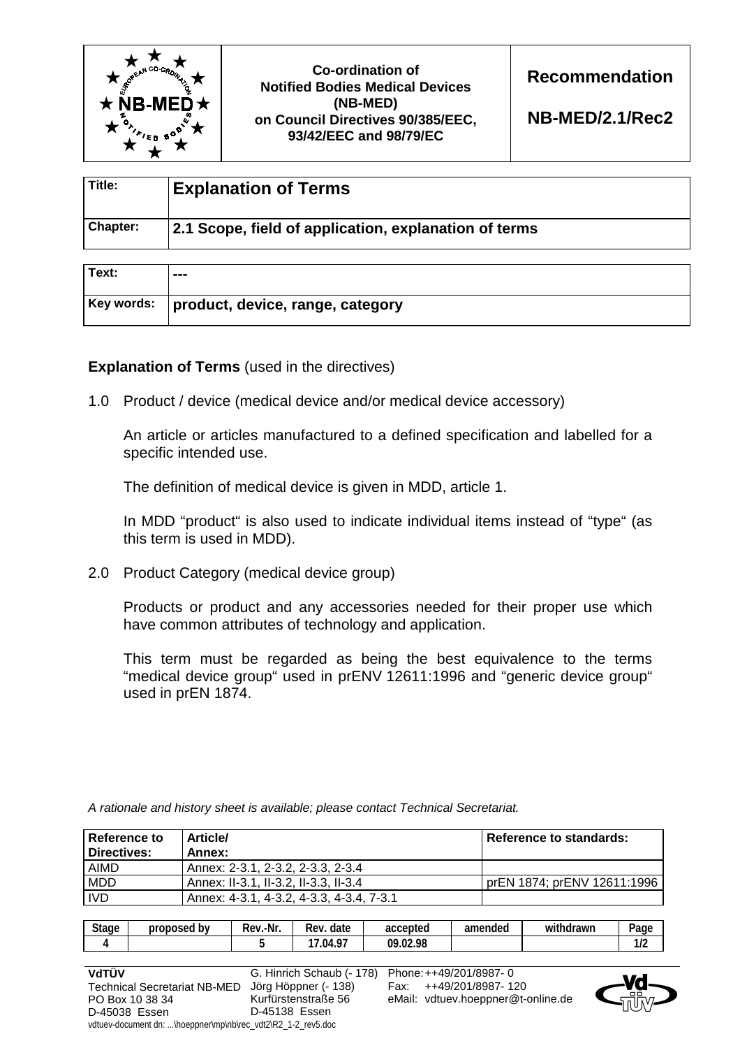| | Co-ordination of Notified Bodies Medical Devices (NB-MED) on Council Directives 90/385/EEC, 93/42/EEC and 98/79/EC | **Recommendation** **NB-MED/2.1/Rec2** |
|---|---|---|

| | |
|---|---|
| **Title:** | **Explanation of Terms** |
| **Chapter:** | **2.1 Scope, field of application, explanation of terms** |

| | |
|---|---|
| **Text:** | **---** |
| **Key words:** | **product, device, range, category** |

**Explanation of Terms** (used in the directives)

1.0 Product / device (medical device and/or medical device accessory)

An article or articles manufactured to a defined specification and labelled for a specific intended use.

The definition of medical device is given in MDD, article 1.

In MDD "product" is also used to indicate individual items instead of "type" (as this term is used in MDD).

2.0 Product Category (medical device group)

Products or product and any accessories needed for their proper use which have common attributes of technology and application.

This term must be regarded as being the best equivalence to the terms "medical device group" used in prENV 12611:1996 and "generic device group" used in prEN 1874.

*A rationale and history sheet is available; please contact Technical Secretariat.*

| Reference to Directives: | Article/ Annex: | Reference to standards: |
|---|---|---|
| AIMD | Annex: 2-3.1, 2-3.2, 2-3.3, 2-3.4 | |
| MDD | Annex: II-3.1, II-3.2, II-3.3, II-3.4 | prEN 1874; prENV 12611:1996 |
| IVD | Annex: 4-3.1, 4-3.2, 4-3.3, 4-3.4, 7-3.1 | |

| Stage | proposed by | Rev.-Nr. | Rev. date | accepted | amended | withdrawn | Page |
|---|---|---|---|---|---|---|---|
| 4 | | 5 | 17.04.97 | 09.02.98 | | | 1/2 |

**VdTÜV**
Technical Secretariat NB-MED
PO Box 10 38 34
D-45038 Essen

G. Hinrich Schaub (- 178)
Jörg Höppner (- 138)
Kurfürstenstraße 56
D-45138 Essen

Phone: ++49/201/8987- 0
Fax: ++49/201/8987- 120
eMail: vdtuev.hoeppner@t-online.de

vdtuev-document dn: ...\hoeppner\mp\nb\rec_vdt2\R2_1-2_rev5.doc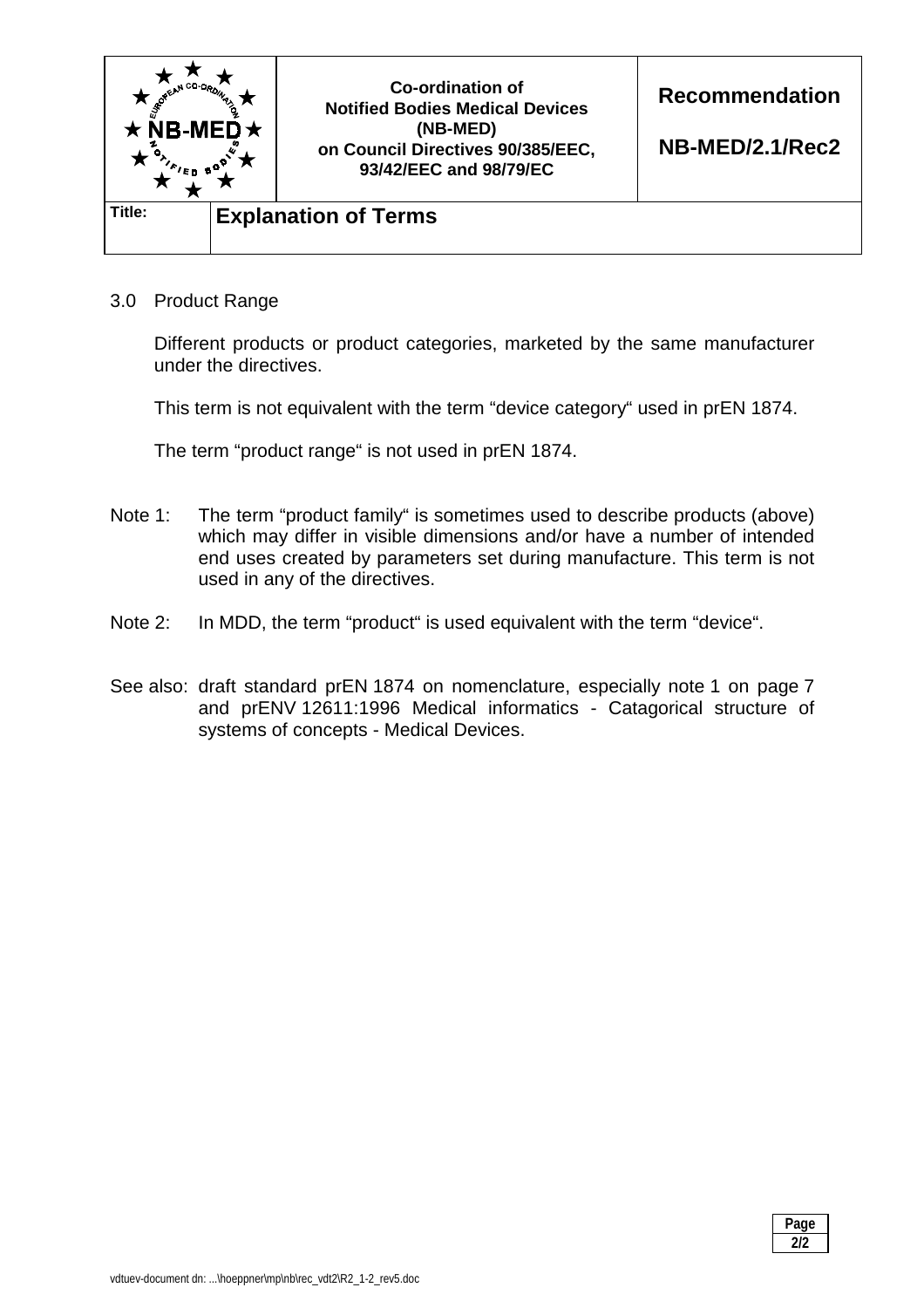3.0 Product Range

Different products or product categories, marketed by the same manufacturer under the directives.

This term is not equivalent with the term "device category" used in prEN 1874.

The term "product range" is not used in prEN 1874.

Note 1: The term "product family" is sometimes used to describe products (above) which may differ in visible dimensions and/or have a number of intended end uses created by parameters set during manufacture. This term is not used in any of the directives.

Note 2: In MDD, the term "product" is used equivalent with the term "device".

See also: draft standard prEN 1874 on nomenclature, especially note 1 on page 7 and prENV 12611:1996 Medical informatics - Catagorical structure of systems of concepts - Medical Devices.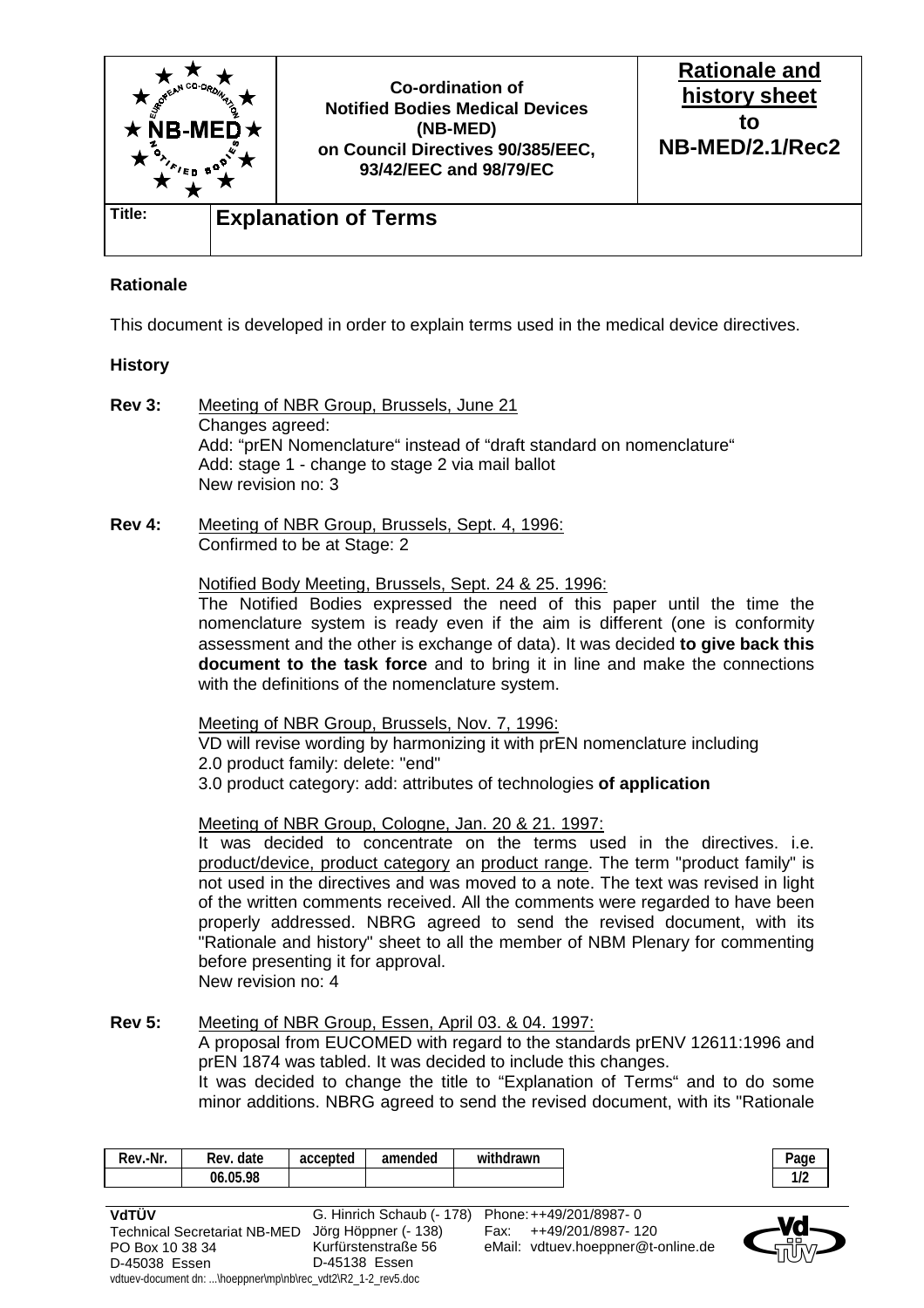| | Co-ordination of Notified Bodies Medical Devices (NB-MED) on Council Directives 90/385/EEC, 93/42/EEC and 98/79/EC | **Rationale and history sheet to NB-MED/2.1/Rec2** |
|---|---|---|
| **Title:** | **Explanation of Terms** | |

**Rationale**

This document is developed in order to explain terms used in the medical device directives.

**History**

**Rev 3:** Meeting of NBR Group, Brussels, June 21
Changes agreed:
Add: "prEN Nomenclature" instead of "draft standard on nomenclature"
Add: stage 1 - change to stage 2 via mail ballot
New revision no: 3

**Rev 4:** Meeting of NBR Group, Brussels, Sept. 4, 1996:
Confirmed to be at Stage: 2

Notified Body Meeting, Brussels, Sept. 24 & 25. 1996:
The Notified Bodies expressed the need of this paper until the time the nomenclature system is ready even if the aim is different (one is conformity assessment and the other is exchange of data). It was decided **to give back this document to the task force** and to bring it in line and make the connections with the definitions of the nomenclature system.

Meeting of NBR Group, Brussels, Nov. 7, 1996:
VD will revise wording by harmonizing it with prEN nomenclature including
2.0 product family: delete: "end"
3.0 product category: add: attributes of technologies **of application**

Meeting of NBR Group, Cologne, Jan. 20 & 21. 1997:
It was decided to concentrate on the terms used in the directives. i.e. product/device, product category an product range. The term "product family" is not used in the directives and was moved to a note. The text was revised in light of the written comments received. All the comments were regarded to have been properly addressed. NBRG agreed to send the revised document, with its "Rationale and history" sheet to all the member of NBM Plenary for commenting before presenting it for approval.
New revision no: 4

**Rev 5:** Meeting of NBR Group, Essen, April 03. & 04. 1997:
A proposal from EUCOMED with regard to the standards prENV 12611:1996 and prEN 1874 was tabled. It was decided to include this changes.
It was decided to change the title to "Explanation of Terms" and to do some minor additions. NBRG agreed to send the revised document, with its "Rationale

| Rev.-Nr. | Rev. date | accepted | amended | withdrawn |
|---|---|---|---|---|
| | 06.05.98 | | | |

**VdTÜV**
Technical Secretariat NB-MED
PO Box 10 38 34
D-45038 Essen

G. Hinrich Schaub (- 178)
Jörg Höppner (- 138)
Kurfürstenstraße 56
D-45138 Essen

Phone: ++49/201/8987- 0
Fax: ++49/201/8987- 120
eMail: vdtuev.hoeppner@t-online.de

vdtuev-document dn: ...\hoeppner\mp\nb\rec_vdt2\R2_1-2_rev5.doc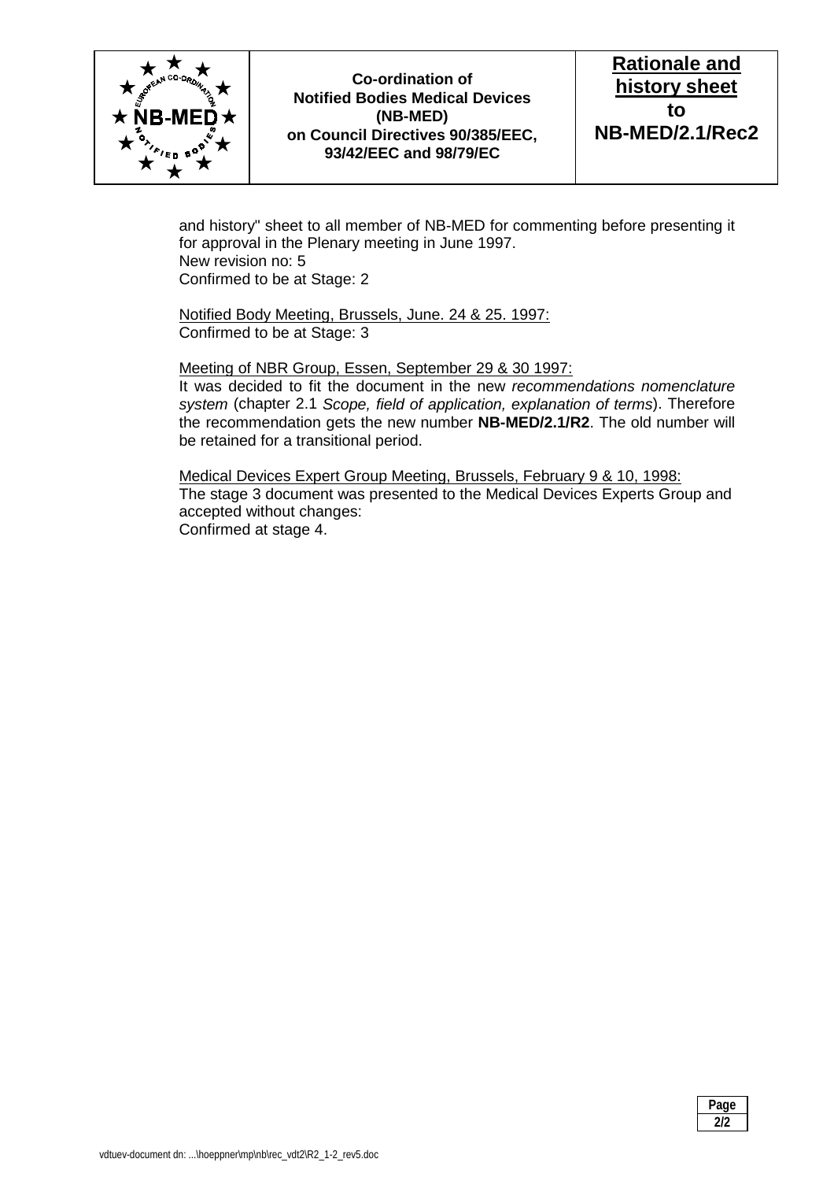and history" sheet to all member of NB-MED for commenting before presenting it for approval in the Plenary meeting in June 1997.
New revision no: 5
Confirmed to be at Stage: 2

<u>Notified Body Meeting, Brussels, June. 24 & 25. 1997:</u>
Confirmed to be at Stage: 3

<u>Meeting of NBR Group, Essen, September 29 & 30 1997:</u>
It was decided to fit the document in the new *recommendations nomenclature system* (chapter 2.1 *Scope, field of application, explanation of terms*). Therefore the recommendation gets the new number **NB-MED/2.1/R2**. The old number will be retained for a transitional period.

<u>Medical Devices Expert Group Meeting, Brussels, February 9 & 10, 1998:</u>
The stage 3 document was presented to the Medical Devices Experts Group and accepted without changes:
Confirmed at stage 4.